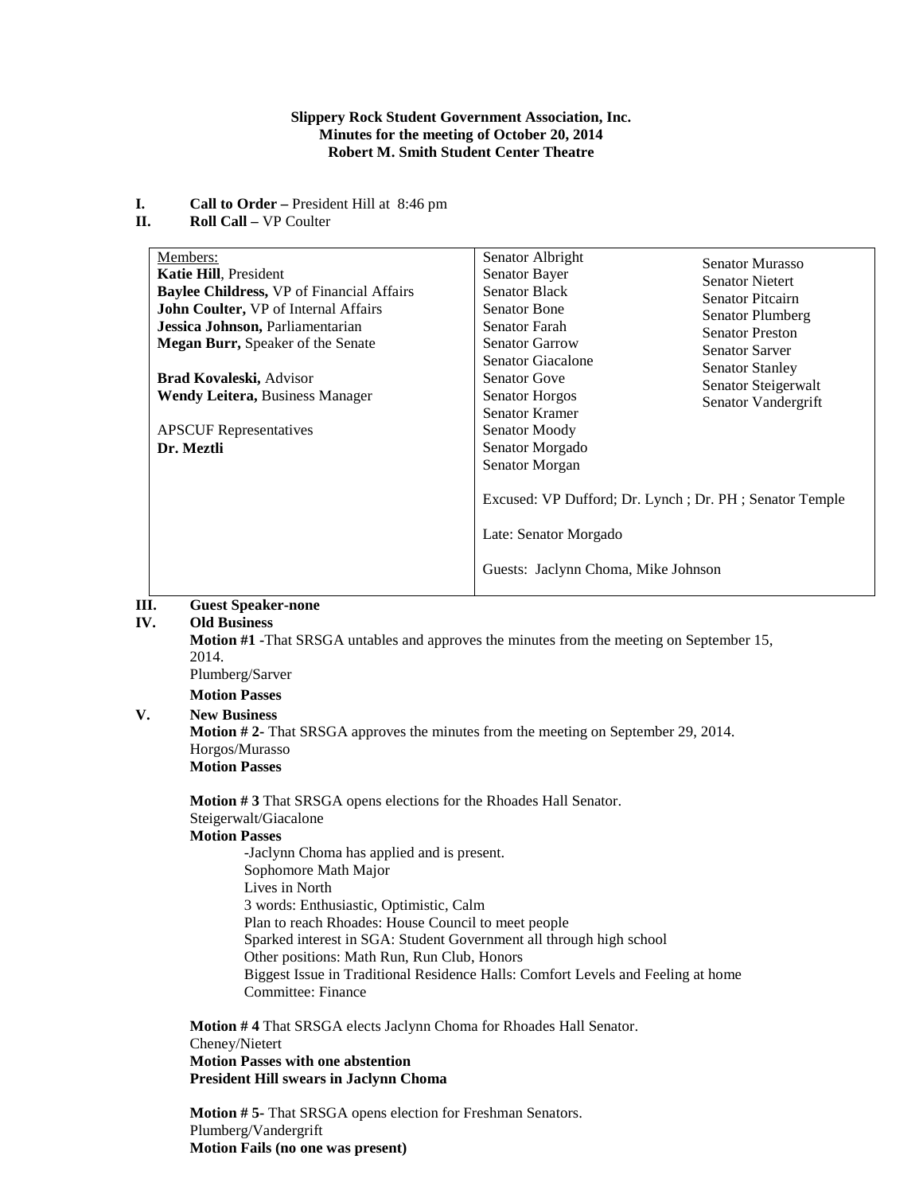**Slippery Rock Student Government Association, Inc.**
**Minutes for the meeting of October 20, 2014**
**Robert M. Smith Student Center Theatre**

**I. Call to Order –** President Hill at 8:46 pm
**II. Roll Call –** VP Coulter

| Members: | | |
|---|---|---|
| **Katie Hill**, President | Senator Albright | Senator Murasso |
| **Baylee Childress,** VP of Financial Affairs | Senator Bayer | Senator Nietert |
| **John Coulter,** VP of Internal Affairs | Senator Black | Senator Pitcairn |
| **Jessica Johnson,** Parliamentarian | Senator Bone | Senator Plumberg |
| **Megan Burr,** Speaker of the Senate | Senator Farah | Senator Preston |
| | Senator Garrow | Senator Sarver |
| **Brad Kovaleski,** Advisor | Senator Giacalone | Senator Stanley |
| **Wendy Leitera,** Business Manager | Senator Gove | Senator Steigerwalt |
| | Senator Horgos | Senator Vandergrift |
| APSCUF Representatives | Senator Kramer | |
| **Dr. Meztli** | Senator Moody | |
| | Senator Morgado | |
| | Senator Morgan | |
| | Excused: VP Dufford; Dr. Lynch ; Dr. PH ; Senator Temple | |
| | Late: Senator Morgado | |
| | Guests: Jaclynn Choma, Mike Johnson | |

**III. Guest Speaker-none**

**IV. Old Business**

**Motion #1 -**That SRSGA untables and approves the minutes from the meeting on September 15, 2014.
Plumberg/Sarver
**Motion Passes**

**V. New Business**

**Motion # 2-** That SRSGA approves the minutes from the meeting on September 29, 2014.
Horgos/Murasso
**Motion Passes**

**Motion # 3** That SRSGA opens elections for the Rhoades Hall Senator.
Steigerwalt/Giacalone
**Motion Passes**

-Jaclynn Choma has applied and is present.
Sophomore Math Major
Lives in North
3 words: Enthusiastic, Optimistic, Calm
Plan to reach Rhoades: House Council to meet people
Sparked interest in SGA: Student Government all through high school
Other positions: Math Run, Run Club, Honors
Biggest Issue in Traditional Residence Halls: Comfort Levels and Feeling at home
Committee: Finance

**Motion # 4** That SRSGA elects Jaclynn Choma for Rhoades Hall Senator.
Cheney/Nietert
**Motion Passes with one abstention**
**President Hill swears in Jaclynn Choma**

**Motion # 5-** That SRSGA opens election for Freshman Senators.
Plumberg/Vandergrift
**Motion Fails (no one was present)**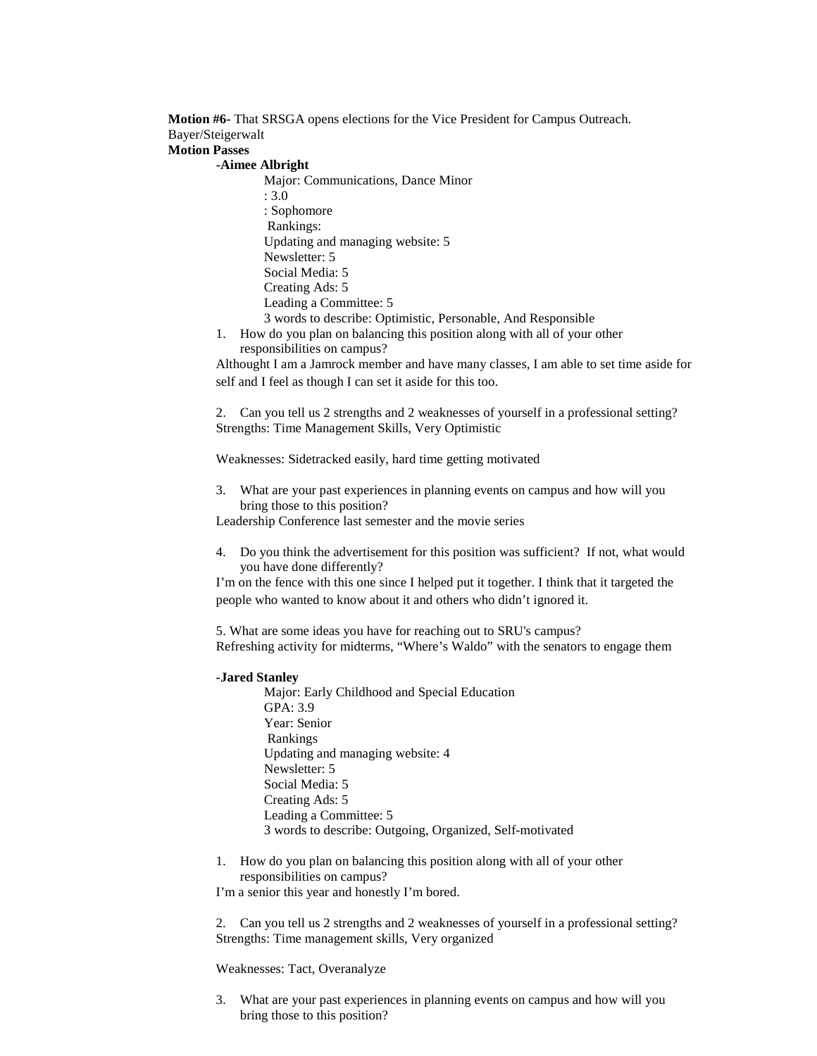**Motion #6**- That SRSGA opens elections for the Vice President for Campus Outreach.
Bayer/Steigerwalt
**Motion Passes**

-**Aimee Albright**

Major: Communications, Dance Minor
: 3.0
: Sophomore
Rankings:
Updating and managing website: 5
Newsletter: 5
Social Media: 5
Creating Ads: 5
Leading a Committee: 5
3 words to describe: Optimistic, Personable, And Responsible

1. How do you plan on balancing this position along with all of your other responsibilities on campus?

Althought I am a Jamrock member and have many classes, I am able to set time aside for self and I feel as though I can set it aside for this too.

2. Can you tell us 2 strengths and 2 weaknesses of yourself in a professional setting?

Strengths: Time Management Skills, Very Optimistic

Weaknesses: Sidetracked easily, hard time getting motivated

3. What are your past experiences in planning events on campus and how will you bring those to this position?

Leadership Conference last semester and the movie series

4. Do you think the advertisement for this position was sufficient? If not, what would you have done differently?

I'm on the fence with this one since I helped put it together. I think that it targeted the people who wanted to know about it and others who didn't ignored it.

5. What are some ideas you have for reaching out to SRU's campus?

Refreshing activity for midterms, "Where's Waldo" with the senators to engage them

-**Jared Stanley**

Major: Early Childhood and Special Education
GPA: 3.9
Year: Senior
Rankings
Updating and managing website: 4
Newsletter: 5
Social Media: 5
Creating Ads: 5
Leading a Committee: 5
3 words to describe: Outgoing, Organized, Self-motivated

1. How do you plan on balancing this position along with all of your other responsibilities on campus?

I'm a senior this year and honestly I'm bored.

2. Can you tell us 2 strengths and 2 weaknesses of yourself in a professional setting?

Strengths: Time management skills, Very organized

Weaknesses: Tact, Overanalyze

3. What are your past experiences in planning events on campus and how will you bring those to this position?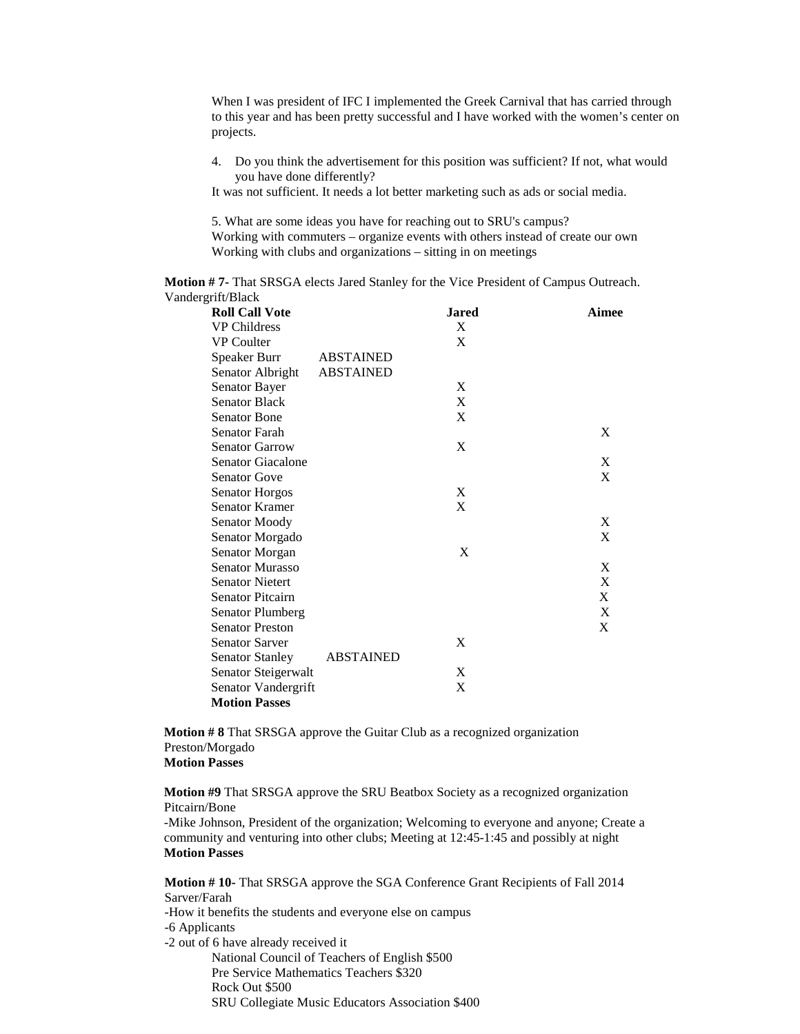When I was president of IFC I implemented the Greek Carnival that has carried through to this year and has been pretty successful and I have worked with the women's center on projects.

4. Do you think the advertisement for this position was sufficient? If not, what would you have done differently?

It was not sufficient. It needs a lot better marketing such as ads or social media.

5. What are some ideas you have for reaching out to SRU's campus?

Working with commuters – organize events with others instead of create our own

Working with clubs and organizations – sitting in on meetings

**Motion # 7-** That SRSGA elects Jared Stanley for the Vice President of Campus Outreach.
Vandergrift/Black

| Roll Call Vote | | Jared | Aimee |
|---|---|---|---|
| VP Childress | | X | |
| VP Coulter | | X | |
| Speaker Burr | ABSTAINED | | |
| Senator Albright | ABSTAINED | | |
| Senator Bayer | | X | |
| Senator Black | | X | |
| Senator Bone | | X | |
| Senator Farah | | | X |
| Senator Garrow | | X | |
| Senator Giacalone | | | X |
| Senator Gove | | | X |
| Senator Horgos | | X | |
| Senator Kramer | | X | |
| Senator Moody | | | X |
| Senator Morgado | | | X |
| Senator Morgan | | X | |
| Senator Murasso | | | X |
| Senator Nietert | | | X |
| Senator Pitcairn | | | X |
| Senator Plumberg | | | X |
| Senator Preston | | | X |
| Senator Sarver | | X | |
| Senator Stanley | ABSTAINED | | |
| Senator Steigerwalt | | X | |
| Senator Vandergrift | | X | |

**Motion Passes**

**Motion # 8** That SRSGA approve the Guitar Club as a recognized organization
Preston/Morgado
**Motion Passes**

**Motion #9** That SRSGA approve the SRU Beatbox Society as a recognized organization
Pitcairn/Bone
-Mike Johnson, President of the organization; Welcoming to everyone and anyone; Create a community and venturing into other clubs; Meeting at 12:45-1:45 and possibly at night
**Motion Passes**

**Motion # 10-** That SRSGA approve the SGA Conference Grant Recipients of Fall 2014
Sarver/Farah
-How it benefits the students and everyone else on campus
-6 Applicants
-2 out of 6 have already received it

National Council of Teachers of English $500
Pre Service Mathematics Teachers $320
Rock Out $500
SRU Collegiate Music Educators Association $400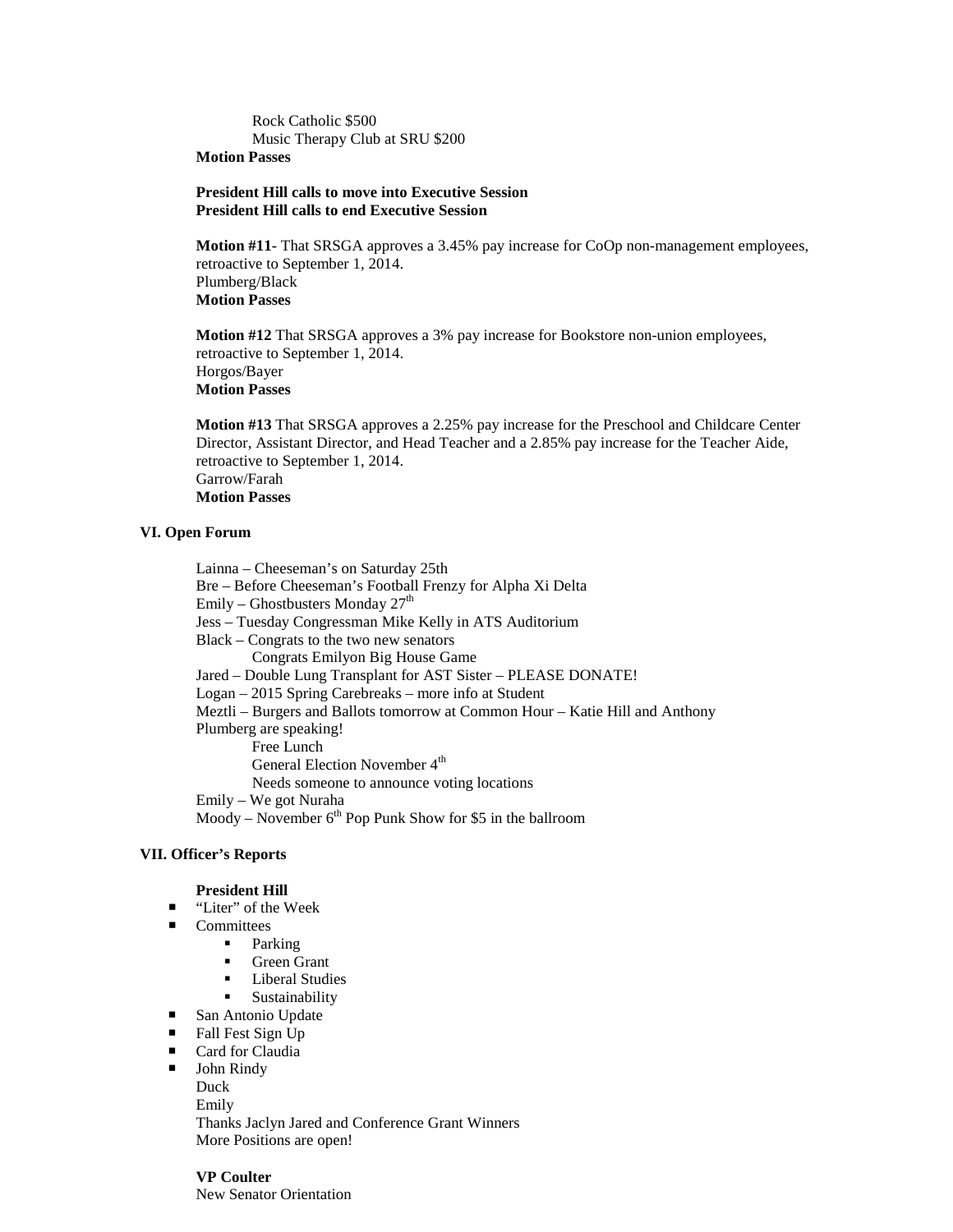Rock Catholic $500
Music Therapy Club at SRU $200

**Motion Passes**

**President Hill calls to move into Executive Session**
**President Hill calls to end Executive Session**

**Motion #11-** That SRSGA approves a 3.45% pay increase for CoOp non-management employees, retroactive to September 1, 2014.
Plumberg/Black
**Motion Passes**

**Motion #12** That SRSGA approves a 3% pay increase for Bookstore non-union employees, retroactive to September 1, 2014.
Horgos/Bayer
**Motion Passes**

**Motion #13** That SRSGA approves a 2.25% pay increase for the Preschool and Childcare Center Director, Assistant Director, and Head Teacher and a 2.85% pay increase for the Teacher Aide, retroactive to September 1, 2014.
Garrow/Farah
**Motion Passes**

## VI. Open Forum

Lainna – Cheeseman's on Saturday 25th
Bre – Before Cheeseman's Football Frenzy for Alpha Xi Delta
Emily – Ghostbusters Monday 27th
Jess – Tuesday Congressman Mike Kelly in ATS Auditorium
Black – Congrats to the two new senators
    Congrats Emilyon Big House Game
Jared – Double Lung Transplant for AST Sister – PLEASE DONATE!
Logan – 2015 Spring Carebreaks – more info at Student
Meztli – Burgers and Ballots tomorrow at Common Hour – Katie Hill and Anthony Plumberg are speaking!
    Free Lunch
    General Election November 4th
    Needs someone to announce voting locations
Emily – We got Nuraha
Moody – November 6th Pop Punk Show for $5 in the ballroom

## VII. Officer's Reports

**President Hill**

- "Liter" of the Week
- Committees
  - Parking
  - Green Grant
  - Liberal Studies
  - Sustainability
- San Antonio Update
- Fall Fest Sign Up
- Card for Claudia
- John Rindy

Duck
Emily
Thanks Jaclyn Jared and Conference Grant Winners
More Positions are open!

**VP Coulter**
New Senator Orientation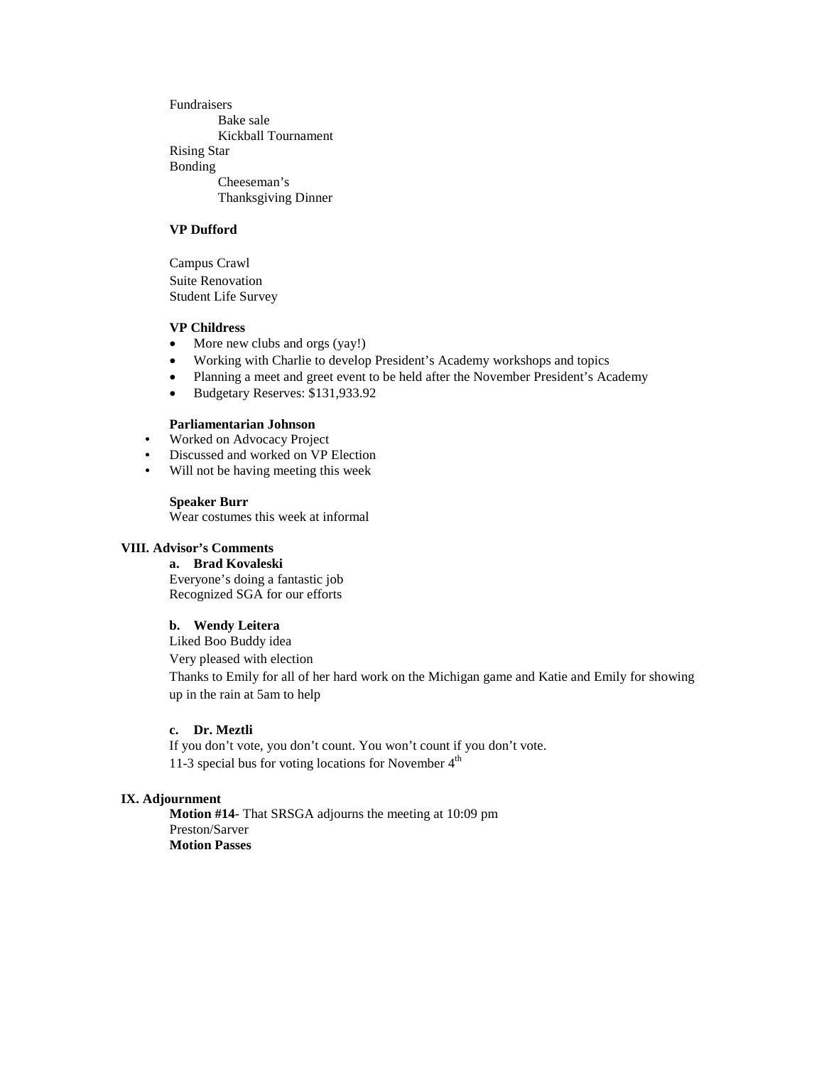Fundraisers
- Bake sale
- Kickball Tournament

Rising Star

Bonding
- Cheeseman's
- Thanksgiving Dinner

**VP Dufford**

Campus Crawl
Suite Renovation
Student Life Survey

**VP Childress**

- More new clubs and orgs (yay!)
- Working with Charlie to develop President's Academy workshops and topics
- Planning a meet and greet event to be held after the November President's Academy
- Budgetary Reserves: $131,933.92

**Parliamentarian Johnson**

- Worked on Advocacy Project
- Discussed and worked on VP Election
- Will not be having meeting this week

**Speaker Burr**

Wear costumes this week at informal

## VIII. Advisor's Comments

**a. Brad Kovaleski**

Everyone's doing a fantastic job
Recognized SGA for our efforts

**b. Wendy Leitera**

Liked Boo Buddy idea
Very pleased with election
Thanks to Emily for all of her hard work on the Michigan game and Katie and Emily for showing up in the rain at 5am to help

**c. Dr. Meztli**

If you don't vote, you don't count. You won't count if you don't vote.
11-3 special bus for voting locations for November 4th

## IX. Adjournment

**Motion #14**- That SRSGA adjourns the meeting at 10:09 pm
Preston/Sarver
**Motion Passes**